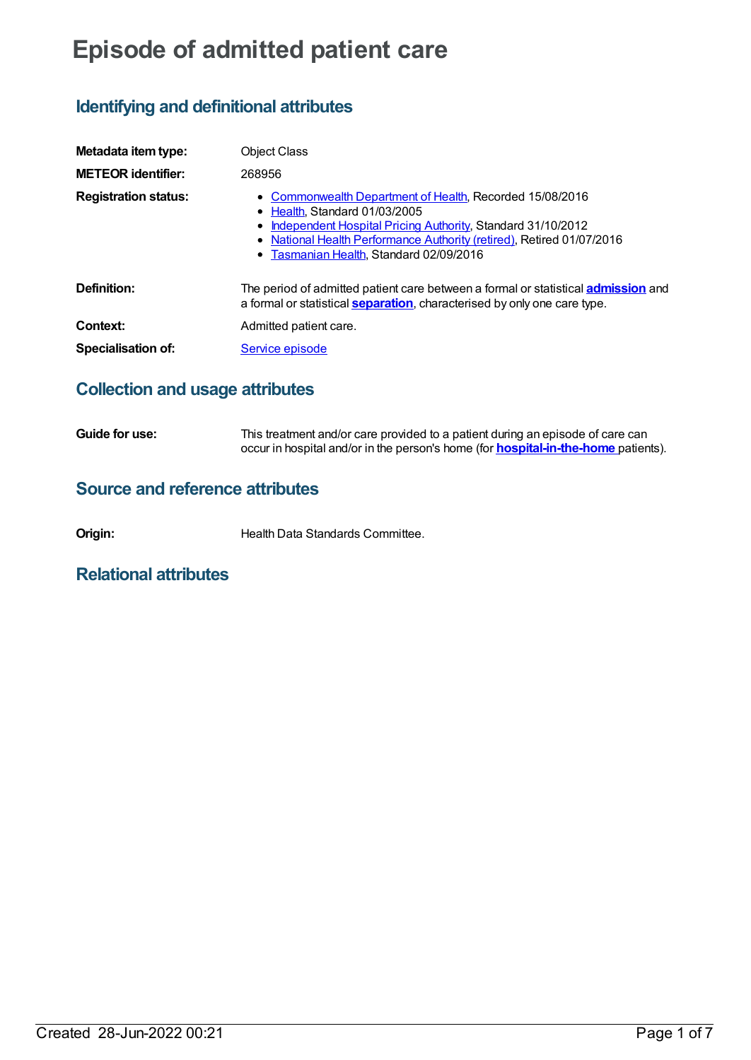# Episode of admitted patient care

## Identifying and definitional attributes

| | |
|---|---|
| **Metadata item type:** | Object Class |
| **METEOR identifier:** | 268956 |
| **Registration status:** | • Commonwealth Department of Health, Recorded 15/08/2016<br>• Health, Standard 01/03/2005<br>• Independent Hospital Pricing Authority, Standard 31/10/2012<br>• National Health Performance Authority (retired), Retired 01/07/2016<br>• Tasmanian Health, Standard 02/09/2016 |
| **Definition:** | The period of admitted patient care between a formal or statistical **admission** and a formal or statistical **separation**, characterised by only one care type. |
| **Context:** | Admitted patient care. |
| **Specialisation of:** | Service episode |

## Collection and usage attributes

| | |
|---|---|
| **Guide for use:** | This treatment and/or care provided to a patient during an episode of care can occur in hospital and/or in the person's home (for **hospital-in-the-home** patients). |

## Source and reference attributes

| | |
|---|---|
| **Origin:** | Health Data Standards Committee. |

## Relational attributes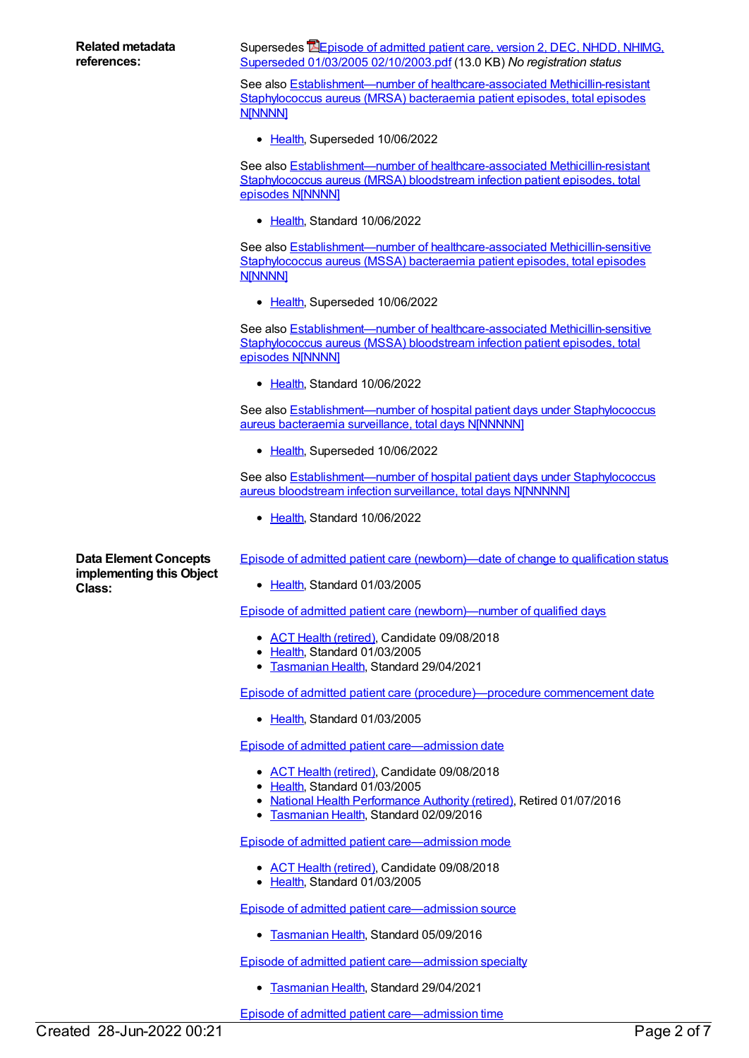**Related metadata references:**

Supersedes Episode of admitted patient care, version 2, DEC, NHDD, NHIMG, Superseded 01/03/2005 02/10/2003.pdf (13.0 KB) *No registration status*

See also Establishment—number of healthcare-associated Methicillin-resistant Staphylococcus aureus (MRSA) bacteraemia patient episodes, total episodes N[NNNN]

- Health, Superseded 10/06/2022

See also Establishment—number of healthcare-associated Methicillin-resistant Staphylococcus aureus (MRSA) bloodstream infection patient episodes, total episodes N[NNNN]

- Health, Standard 10/06/2022

See also Establishment—number of healthcare-associated Methicillin-sensitive Staphylococcus aureus (MSSA) bacteraemia patient episodes, total episodes N[NNNN]

- Health, Superseded 10/06/2022

See also Establishment—number of healthcare-associated Methicillin-sensitive Staphylococcus aureus (MSSA) bloodstream infection patient episodes, total episodes N[NNNN]

- Health, Standard 10/06/2022

See also Establishment—number of hospital patient days under Staphylococcus aureus bacteraemia surveillance, total days N[NNNNN]

- Health, Superseded 10/06/2022

See also Establishment—number of hospital patient days under Staphylococcus aureus bloodstream infection surveillance, total days N[NNNNN]

- Health, Standard 10/06/2022

**Data Element Concepts implementing this Object Class:**

Episode of admitted patient care (newborn)—date of change to qualification status

- Health, Standard 01/03/2005

Episode of admitted patient care (newborn)—number of qualified days

- ACT Health (retired), Candidate 09/08/2018
- Health, Standard 01/03/2005
- Tasmanian Health, Standard 29/04/2021

Episode of admitted patient care (procedure)—procedure commencement date

- Health, Standard 01/03/2005

Episode of admitted patient care—admission date

- ACT Health (retired), Candidate 09/08/2018
- Health, Standard 01/03/2005
- National Health Performance Authority (retired), Retired 01/07/2016
- Tasmanian Health, Standard 02/09/2016

Episode of admitted patient care—admission mode

- ACT Health (retired), Candidate 09/08/2018
- Health, Standard 01/03/2005

Episode of admitted patient care—admission source

- Tasmanian Health, Standard 05/09/2016

Episode of admitted patient care—admission specialty

- Tasmanian Health, Standard 29/04/2021

Episode of admitted patient care—admission time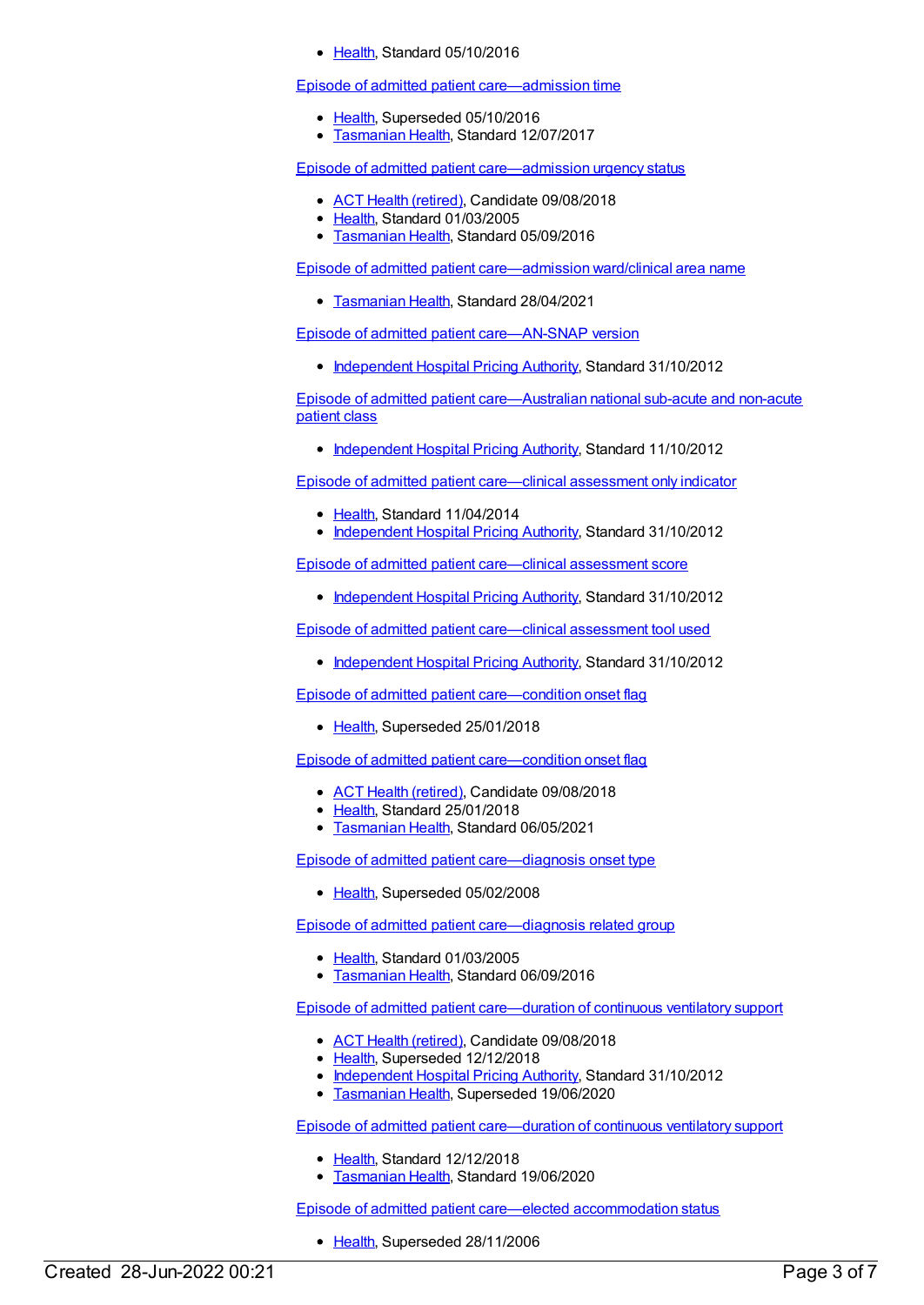- Health, Standard 05/10/2016

Episode of admitted patient care—admission time

- Health, Superseded 05/10/2016
- Tasmanian Health, Standard 12/07/2017

Episode of admitted patient care—admission urgency status

- ACT Health (retired), Candidate 09/08/2018
- Health, Standard 01/03/2005
- Tasmanian Health, Standard 05/09/2016

Episode of admitted patient care—admission ward/clinical area name

- Tasmanian Health, Standard 28/04/2021

Episode of admitted patient care—AN-SNAP version

- Independent Hospital Pricing Authority, Standard 31/10/2012

Episode of admitted patient care—Australian national sub-acute and non-acute patient class

- Independent Hospital Pricing Authority, Standard 11/10/2012

Episode of admitted patient care—clinical assessment only indicator

- Health, Standard 11/04/2014
- Independent Hospital Pricing Authority, Standard 31/10/2012

Episode of admitted patient care—clinical assessment score

- Independent Hospital Pricing Authority, Standard 31/10/2012

Episode of admitted patient care—clinical assessment tool used

- Independent Hospital Pricing Authority, Standard 31/10/2012

Episode of admitted patient care—condition onset flag

- Health, Superseded 25/01/2018

Episode of admitted patient care—condition onset flag

- ACT Health (retired), Candidate 09/08/2018
- Health, Standard 25/01/2018
- Tasmanian Health, Standard 06/05/2021

Episode of admitted patient care—diagnosis onset type

- Health, Superseded 05/02/2008

Episode of admitted patient care—diagnosis related group

- Health, Standard 01/03/2005
- Tasmanian Health, Standard 06/09/2016

Episode of admitted patient care—duration of continuous ventilatory support

- ACT Health (retired), Candidate 09/08/2018
- Health, Superseded 12/12/2018
- Independent Hospital Pricing Authority, Standard 31/10/2012
- Tasmanian Health, Superseded 19/06/2020

Episode of admitted patient care—duration of continuous ventilatory support

- Health, Standard 12/12/2018
- Tasmanian Health, Standard 19/06/2020

Episode of admitted patient care—elected accommodation status

- Health, Superseded 28/11/2006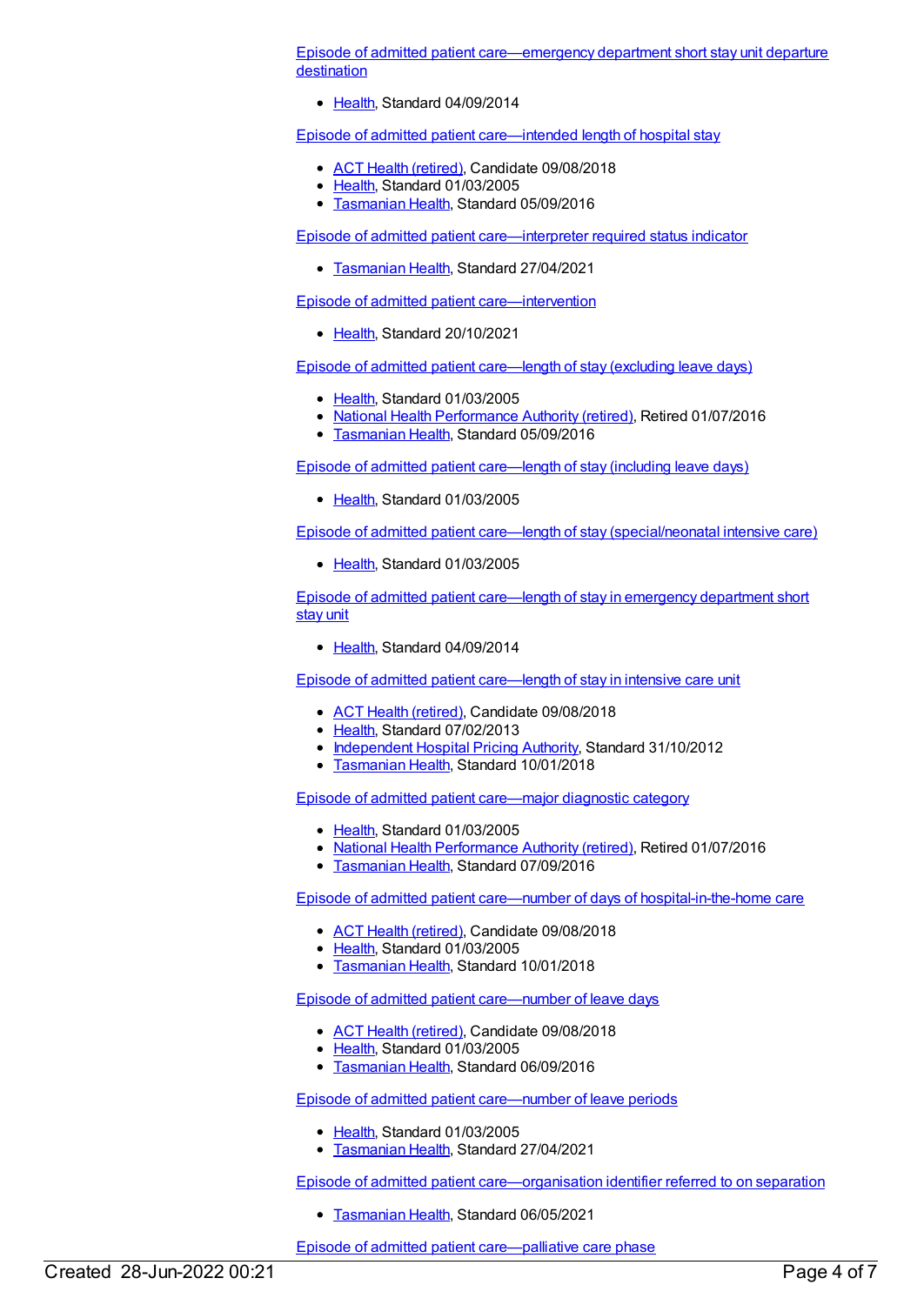[Episode of admitted patient care—emergency department short stay unit departure destination](#)

- [Health](#), Standard 04/09/2014

[Episode of admitted patient care—intended length of hospital stay](#)

- [ACT Health (retired)](#), Candidate 09/08/2018
- [Health](#), Standard 01/03/2005
- [Tasmanian Health](#), Standard 05/09/2016

[Episode of admitted patient care—interpreter required status indicator](#)

- [Tasmanian Health](#), Standard 27/04/2021

[Episode of admitted patient care—intervention](#)

- [Health](#), Standard 20/10/2021

[Episode of admitted patient care—length of stay (excluding leave days)](#)

- [Health](#), Standard 01/03/2005
- [National Health Performance Authority (retired)](#), Retired 01/07/2016
- [Tasmanian Health](#), Standard 05/09/2016

[Episode of admitted patient care—length of stay (including leave days)](#)

- [Health](#), Standard 01/03/2005

[Episode of admitted patient care—length of stay (special/neonatal intensive care)](#)

- [Health](#), Standard 01/03/2005

[Episode of admitted patient care—length of stay in emergency department short stay unit](#)

- [Health](#), Standard 04/09/2014

[Episode of admitted patient care—length of stay in intensive care unit](#)

- [ACT Health (retired)](#), Candidate 09/08/2018
- [Health](#), Standard 07/02/2013
- [Independent Hospital Pricing Authority](#), Standard 31/10/2012
- [Tasmanian Health](#), Standard 10/01/2018

[Episode of admitted patient care—major diagnostic category](#)

- [Health](#), Standard 01/03/2005
- [National Health Performance Authority (retired)](#), Retired 01/07/2016
- [Tasmanian Health](#), Standard 07/09/2016

[Episode of admitted patient care—number of days of hospital-in-the-home care](#)

- [ACT Health (retired)](#), Candidate 09/08/2018
- [Health](#), Standard 01/03/2005
- [Tasmanian Health](#), Standard 10/01/2018

[Episode of admitted patient care—number of leave days](#)

- [ACT Health (retired)](#), Candidate 09/08/2018
- [Health](#), Standard 01/03/2005
- [Tasmanian Health](#), Standard 06/09/2016

[Episode of admitted patient care—number of leave periods](#)

- [Health](#), Standard 01/03/2005
- [Tasmanian Health](#), Standard 27/04/2021

[Episode of admitted patient care—organisation identifier referred to on separation](#)

- [Tasmanian Health](#), Standard 06/05/2021

[Episode of admitted patient care—palliative care phase](#)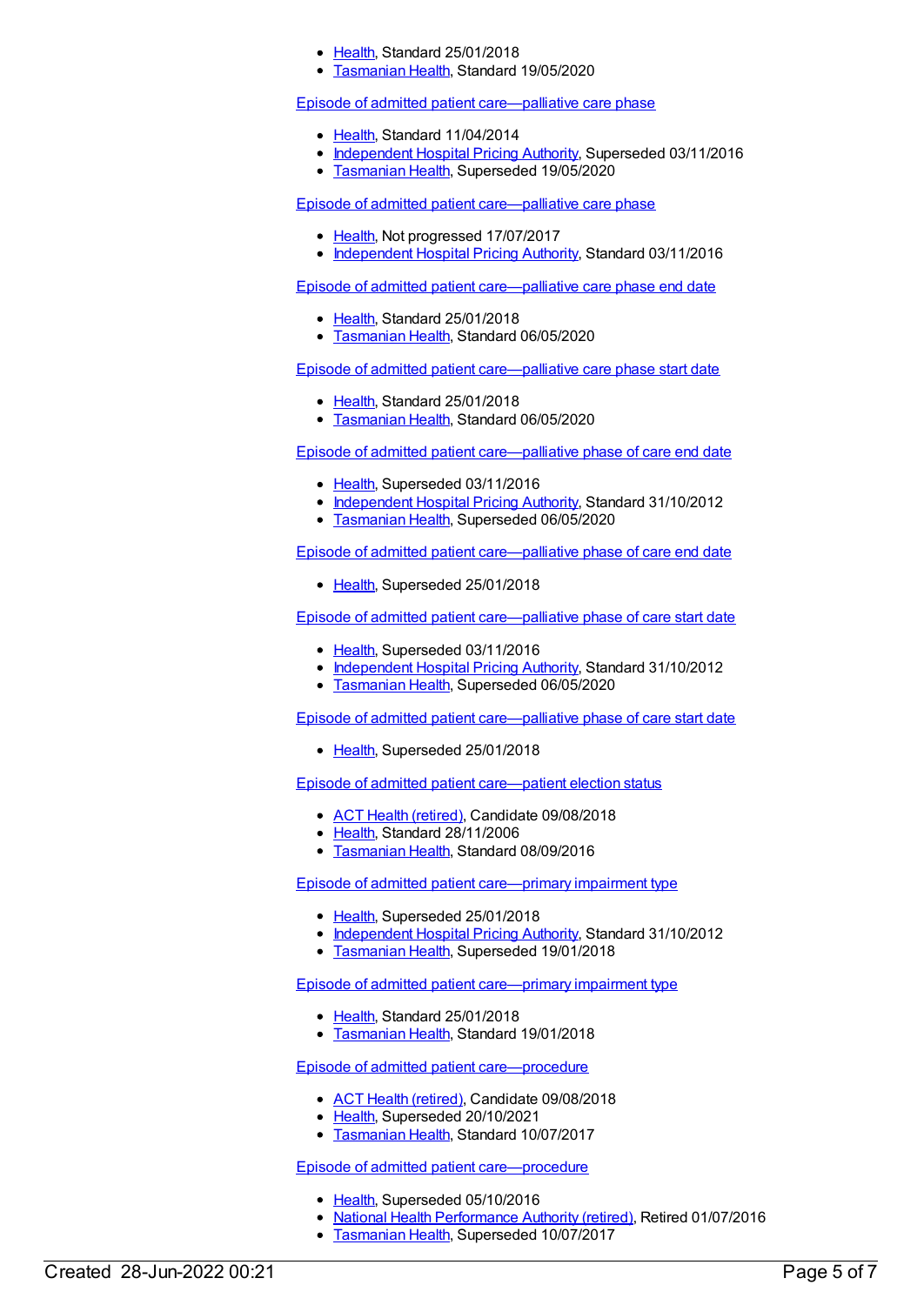- Health, Standard 25/01/2018
- Tasmanian Health, Standard 19/05/2020

Episode of admitted patient care—palliative care phase

- Health, Standard 11/04/2014
- Independent Hospital Pricing Authority, Superseded 03/11/2016
- Tasmanian Health, Superseded 19/05/2020

Episode of admitted patient care—palliative care phase

- Health, Not progressed 17/07/2017
- Independent Hospital Pricing Authority, Standard 03/11/2016

Episode of admitted patient care—palliative care phase end date

- Health, Standard 25/01/2018
- Tasmanian Health, Standard 06/05/2020

Episode of admitted patient care—palliative care phase start date

- Health, Standard 25/01/2018
- Tasmanian Health, Standard 06/05/2020

Episode of admitted patient care—palliative phase of care end date

- Health, Superseded 03/11/2016
- Independent Hospital Pricing Authority, Standard 31/10/2012
- Tasmanian Health, Superseded 06/05/2020

Episode of admitted patient care—palliative phase of care end date

- Health, Superseded 25/01/2018

Episode of admitted patient care—palliative phase of care start date

- Health, Superseded 03/11/2016
- Independent Hospital Pricing Authority, Standard 31/10/2012
- Tasmanian Health, Superseded 06/05/2020

Episode of admitted patient care—palliative phase of care start date

- Health, Superseded 25/01/2018

Episode of admitted patient care—patient election status

- ACT Health (retired), Candidate 09/08/2018
- Health, Standard 28/11/2006
- Tasmanian Health, Standard 08/09/2016

Episode of admitted patient care—primary impairment type

- Health, Superseded 25/01/2018
- Independent Hospital Pricing Authority, Standard 31/10/2012
- Tasmanian Health, Superseded 19/01/2018

Episode of admitted patient care—primary impairment type

- Health, Standard 25/01/2018
- Tasmanian Health, Standard 19/01/2018

Episode of admitted patient care—procedure

- ACT Health (retired), Candidate 09/08/2018
- Health, Superseded 20/10/2021
- Tasmanian Health, Standard 10/07/2017

Episode of admitted patient care—procedure

- Health, Superseded 05/10/2016
- National Health Performance Authority (retired), Retired 01/07/2016
- Tasmanian Health, Superseded 10/07/2017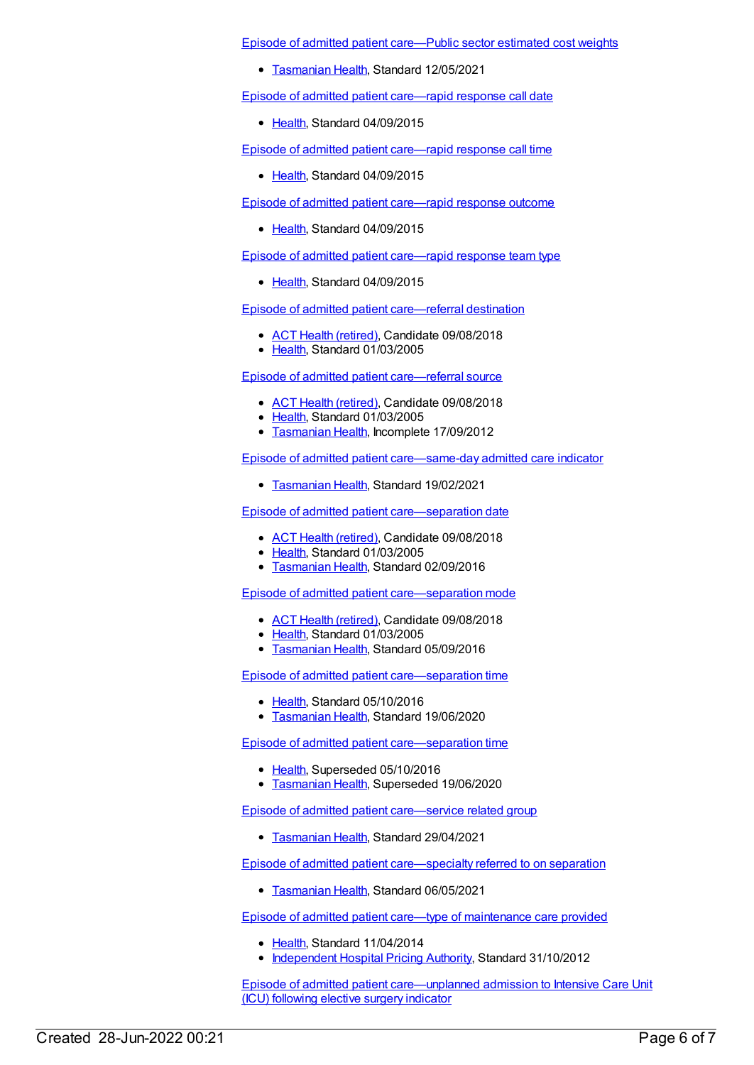Episode of admitted patient care—Public sector estimated cost weights

- Tasmanian Health, Standard 12/05/2021

Episode of admitted patient care—rapid response call date

- Health, Standard 04/09/2015

Episode of admitted patient care—rapid response call time

- Health, Standard 04/09/2015

Episode of admitted patient care—rapid response outcome

- Health, Standard 04/09/2015

Episode of admitted patient care—rapid response team type

- Health, Standard 04/09/2015

Episode of admitted patient care—referral destination

- ACT Health (retired), Candidate 09/08/2018
- Health, Standard 01/03/2005

Episode of admitted patient care—referral source

- ACT Health (retired), Candidate 09/08/2018
- Health, Standard 01/03/2005
- Tasmanian Health, Incomplete 17/09/2012

Episode of admitted patient care—same-day admitted care indicator

- Tasmanian Health, Standard 19/02/2021

Episode of admitted patient care—separation date

- ACT Health (retired), Candidate 09/08/2018
- Health, Standard 01/03/2005
- Tasmanian Health, Standard 02/09/2016

Episode of admitted patient care—separation mode

- ACT Health (retired), Candidate 09/08/2018
- Health, Standard 01/03/2005
- Tasmanian Health, Standard 05/09/2016

Episode of admitted patient care—separation time

- Health, Standard 05/10/2016
- Tasmanian Health, Standard 19/06/2020

Episode of admitted patient care—separation time

- Health, Superseded 05/10/2016
- Tasmanian Health, Superseded 19/06/2020

Episode of admitted patient care—service related group

- Tasmanian Health, Standard 29/04/2021

Episode of admitted patient care—specialty referred to on separation

- Tasmanian Health, Standard 06/05/2021

Episode of admitted patient care—type of maintenance care provided

- Health, Standard 11/04/2014
- Independent Hospital Pricing Authority, Standard 31/10/2012

Episode of admitted patient care—unplanned admission to Intensive Care Unit (ICU) following elective surgery indicator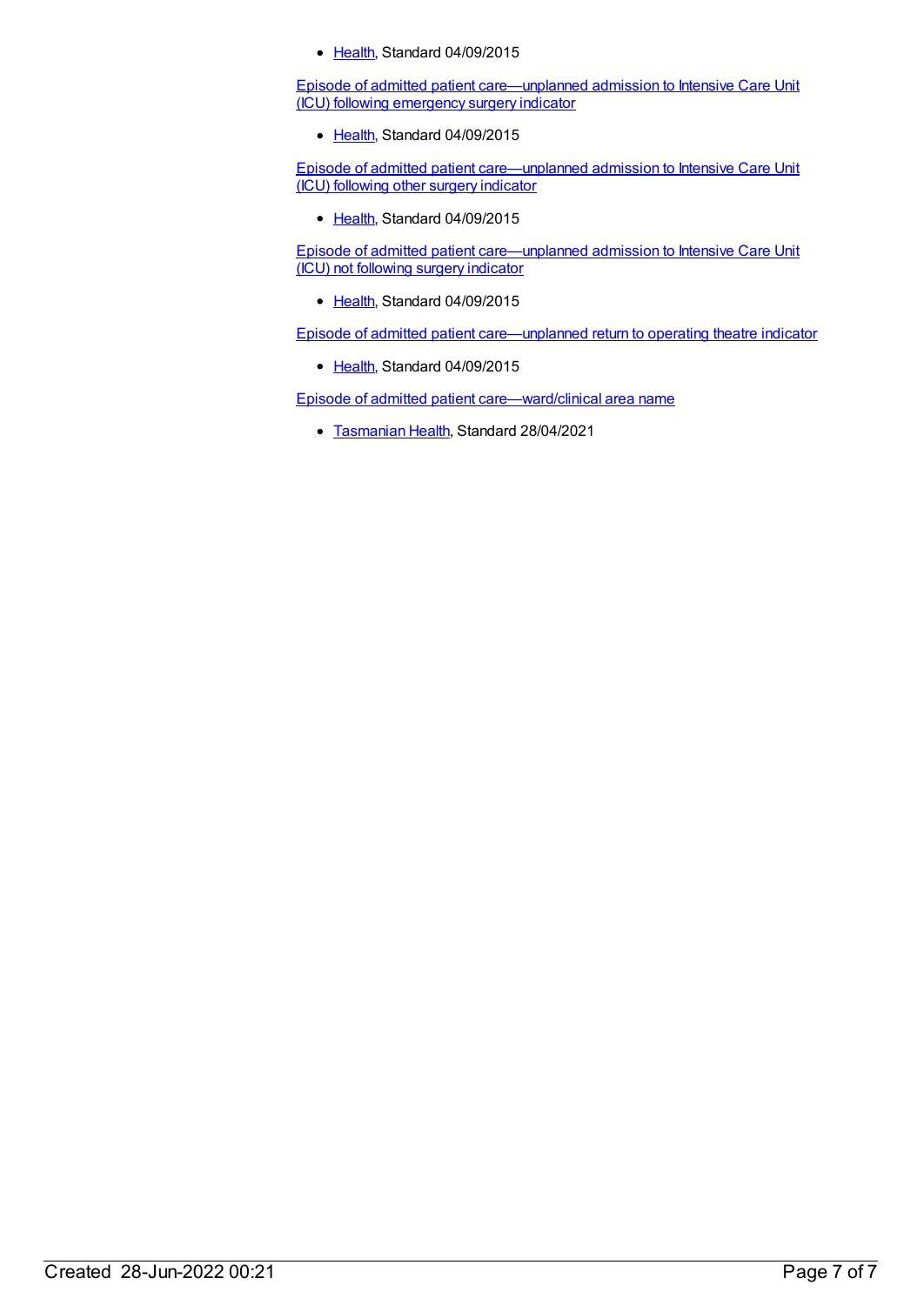- Health, Standard 04/09/2015

Episode of admitted patient care—unplanned admission to Intensive Care Unit (ICU) following emergency surgery indicator

- Health, Standard 04/09/2015

Episode of admitted patient care—unplanned admission to Intensive Care Unit (ICU) following other surgery indicator

- Health, Standard 04/09/2015

Episode of admitted patient care—unplanned admission to Intensive Care Unit (ICU) not following surgery indicator

- Health, Standard 04/09/2015

Episode of admitted patient care—unplanned return to operating theatre indicator

- Health, Standard 04/09/2015

Episode of admitted patient care—ward/clinical area name

- Tasmanian Health, Standard 28/04/2021